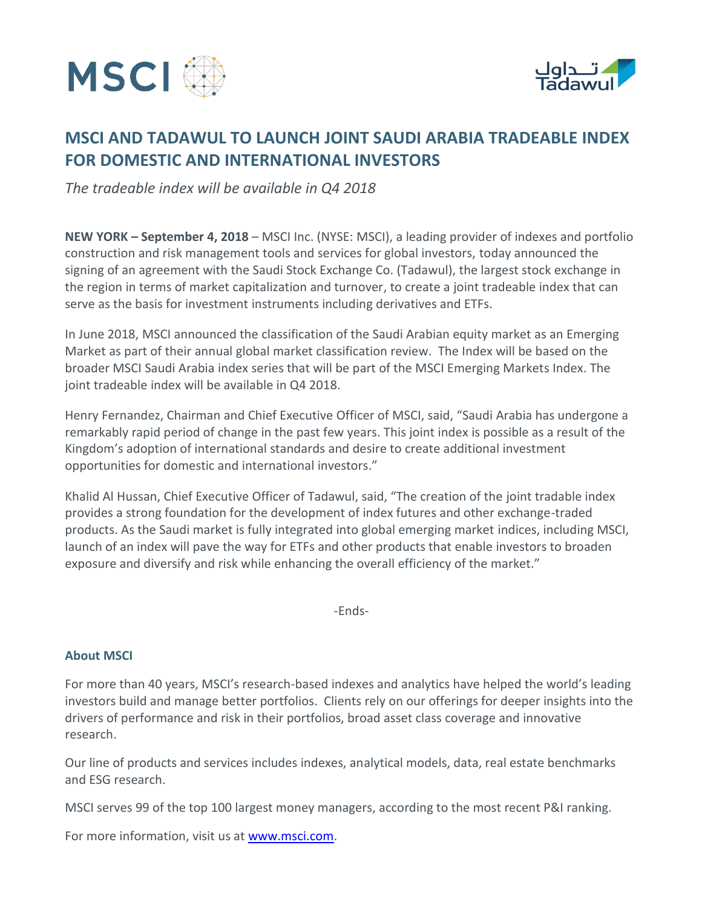# MSCI AND TADAWUL TO LAUNCH JOINT SAUDI ARABIA TRADEABLE INDEX FOR DOMESTIC AND INTERNATIONAL INVESTORS

*The tradeable index will be available in Q4 2018*

**NEW YORK – September 4, 2018** – MSCI Inc. (NYSE: MSCI), a leading provider of indexes and portfolio construction and risk management tools and services for global investors, today announced the signing of an agreement with the Saudi Stock Exchange Co. (Tadawul), the largest stock exchange in the region in terms of market capitalization and turnover, to create a joint tradeable index that can serve as the basis for investment instruments including derivatives and ETFs.

In June 2018, MSCI announced the classification of the Saudi Arabian equity market as an Emerging Market as part of their annual global market classification review. The Index will be based on the broader MSCI Saudi Arabia index series that will be part of the MSCI Emerging Markets Index. The joint tradeable index will be available in Q4 2018.

Henry Fernandez, Chairman and Chief Executive Officer of MSCI, said, "Saudi Arabia has undergone a remarkably rapid period of change in the past few years. This joint index is possible as a result of the Kingdom's adoption of international standards and desire to create additional investment opportunities for domestic and international investors."

Khalid Al Hussan, Chief Executive Officer of Tadawul, said, "The creation of the joint tradable index provides a strong foundation for the development of index futures and other exchange-traded products. As the Saudi market is fully integrated into global emerging market indices, including MSCI, launch of an index will pave the way for ETFs and other products that enable investors to broaden exposure and diversify and risk while enhancing the overall efficiency of the market."

-Ends-

## About MSCI

For more than 40 years, MSCI's research-based indexes and analytics have helped the world's leading investors build and manage better portfolios. Clients rely on our offerings for deeper insights into the drivers of performance and risk in their portfolios, broad asset class coverage and innovative research.

Our line of products and services includes indexes, analytical models, data, real estate benchmarks and ESG research.

MSCI serves 99 of the top 100 largest money managers, according to the most recent P&I ranking.

For more information, visit us at www.msci.com.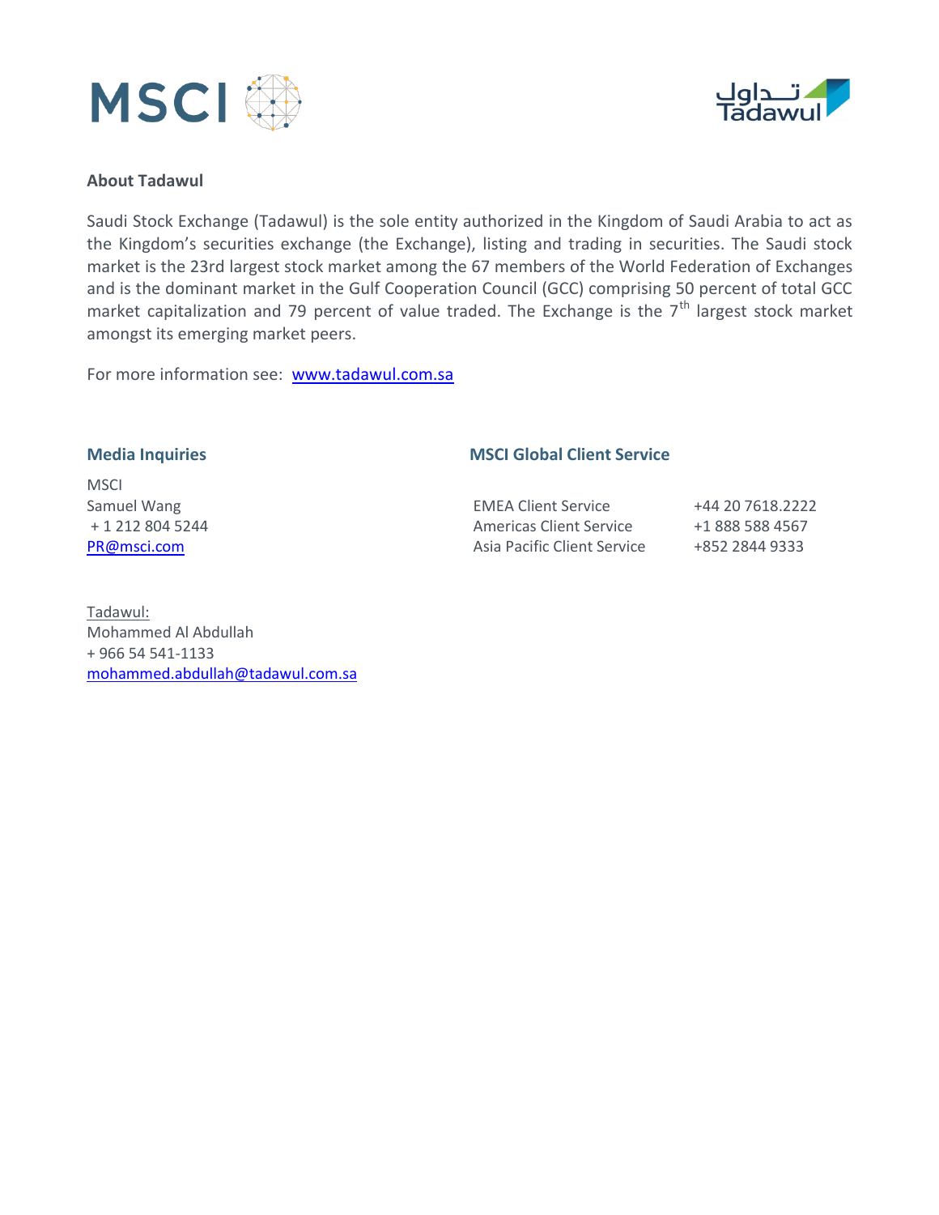**About Tadawul**

Saudi Stock Exchange (Tadawul) is the sole entity authorized in the Kingdom of Saudi Arabia to act as the Kingdom's securities exchange (the Exchange), listing and trading in securities. The Saudi stock market is the 23rd largest stock market among the 67 members of the World Federation of Exchanges and is the dominant market in the Gulf Cooperation Council (GCC) comprising 50 percent of total GCC market capitalization and 79 percent of value traded. The Exchange is the 7th largest stock market amongst its emerging market peers.

For more information see: [www.tadawul.com.sa](http://www.tadawul.com.sa)

### Media Inquiries

MSCI
Samuel Wang
+ 1 212 804 5244
[PR@msci.com](mailto:PR@msci.com)

Tadawul:
Mohammed Al Abdullah
+ 966 54 541-1133
[mohammed.abdullah@tadawul.com.sa](mailto:mohammed.abdullah@tadawul.com.sa)

### MSCI Global Client Service

| | |
|---|---|
| EMEA Client Service | +44 20 7618.2222 |
| Americas Client Service | +1 888 588 4567 |
| Asia Pacific Client Service | +852 2844 9333 |